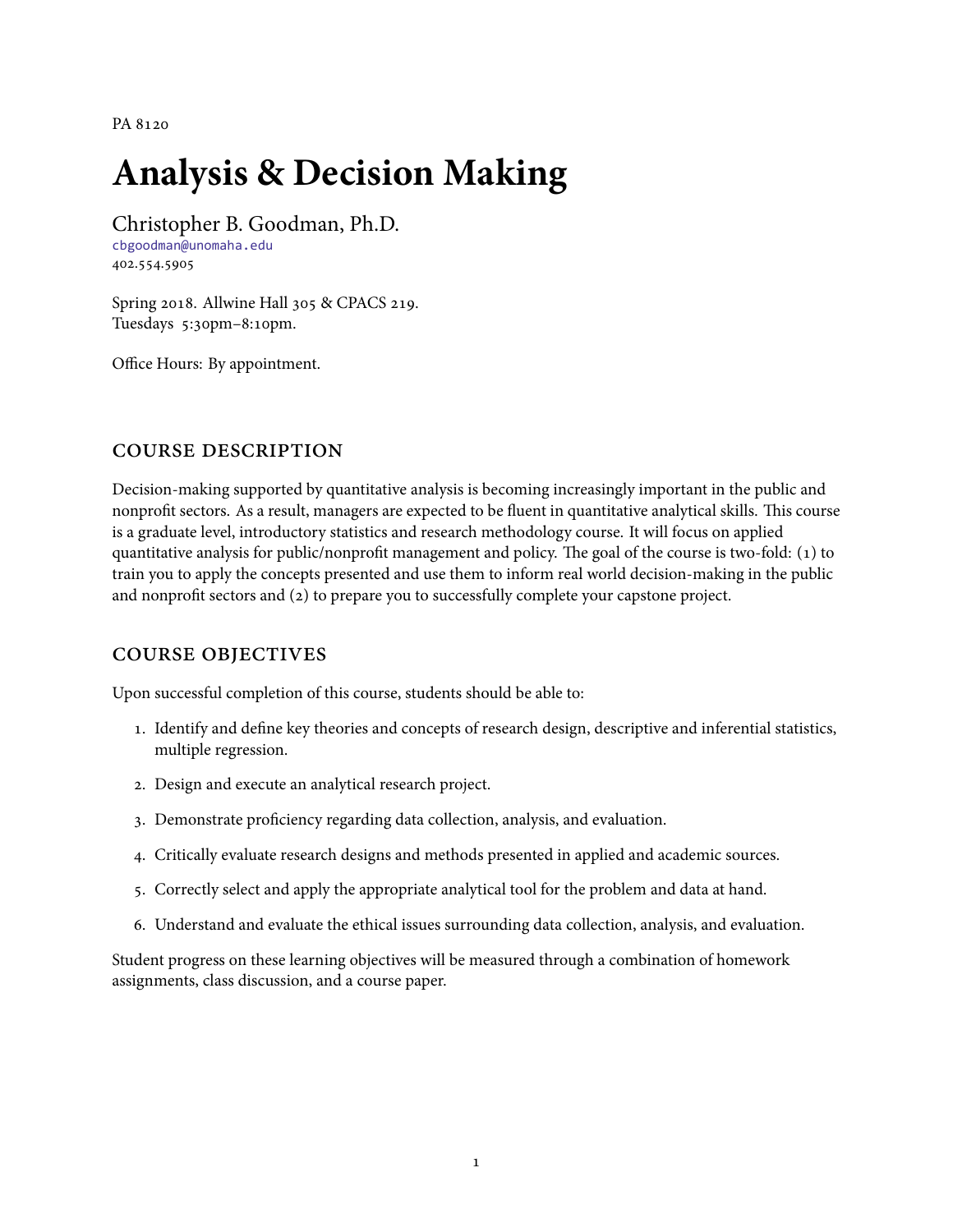PA 8120

# Analysis & Decision Making

Christopher B. Goodman, Ph.D.
cbgoodman@unomaha.edu
402.554.5905

Spring 2018. Allwine Hall 305 & CPACS 219.
Tuesdays 5:30pm–8:10pm.

Office Hours: By appointment.

## COURSE DESCRIPTION

Decision-making supported by quantitative analysis is becoming increasingly important in the public and nonprofit sectors. As a result, managers are expected to be fluent in quantitative analytical skills. This course is a graduate level, introductory statistics and research methodology course. It will focus on applied quantitative analysis for public/nonprofit management and policy. The goal of the course is two-fold: (1) to train you to apply the concepts presented and use them to inform real world decision-making in the public and nonprofit sectors and (2) to prepare you to successfully complete your capstone project.

## COURSE OBJECTIVES

Upon successful completion of this course, students should be able to:

1. Identify and define key theories and concepts of research design, descriptive and inferential statistics, multiple regression.
2. Design and execute an analytical research project.
3. Demonstrate proficiency regarding data collection, analysis, and evaluation.
4. Critically evaluate research designs and methods presented in applied and academic sources.
5. Correctly select and apply the appropriate analytical tool for the problem and data at hand.
6. Understand and evaluate the ethical issues surrounding data collection, analysis, and evaluation.

Student progress on these learning objectives will be measured through a combination of homework assignments, class discussion, and a course paper.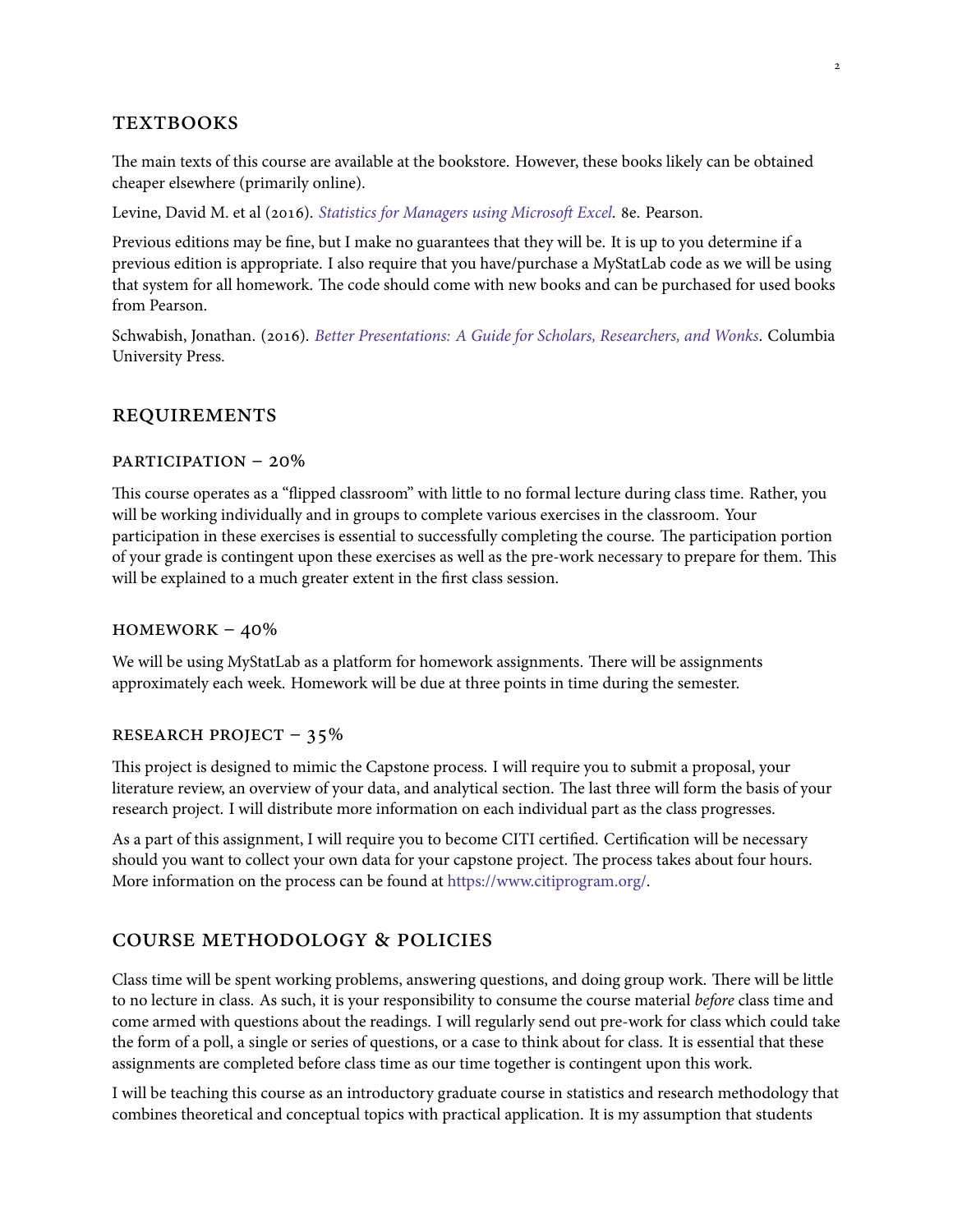## TEXTBOOKS

The main texts of this course are available at the bookstore. However, these books likely can be obtained cheaper elsewhere (primarily online).

Levine, David M. et al (2016). *Statistics for Managers using Microsoft Excel*. 8e. Pearson.

Previous editions may be fine, but I make no guarantees that they will be. It is up to you determine if a previous edition is appropriate. I also require that you have/purchase a MyStatLab code as we will be using that system for all homework. The code should come with new books and can be purchased for used books from Pearson.

Schwabish, Jonathan. (2016). *Better Presentations: A Guide for Scholars, Researchers, and Wonks*. Columbia University Press.

## REQUIREMENTS

### PARTICIPATION – 20%

This course operates as a "flipped classroom" with little to no formal lecture during class time. Rather, you will be working individually and in groups to complete various exercises in the classroom. Your participation in these exercises is essential to successfully completing the course. The participation portion of your grade is contingent upon these exercises as well as the pre-work necessary to prepare for them. This will be explained to a much greater extent in the first class session.

### HOMEWORK – 40%

We will be using MyStatLab as a platform for homework assignments. There will be assignments approximately each week. Homework will be due at three points in time during the semester.

### RESEARCH PROJECT – 35%

This project is designed to mimic the Capstone process. I will require you to submit a proposal, your literature review, an overview of your data, and analytical section. The last three will form the basis of your research project. I will distribute more information on each individual part as the class progresses.

As a part of this assignment, I will require you to become CITI certified. Certification will be necessary should you want to collect your own data for your capstone project. The process takes about four hours. More information on the process can be found at https://www.citiprogram.org/.

## COURSE METHODOLOGY & POLICIES

Class time will be spent working problems, answering questions, and doing group work. There will be little to no lecture in class. As such, it is your responsibility to consume the course material *before* class time and come armed with questions about the readings. I will regularly send out pre-work for class which could take the form of a poll, a single or series of questions, or a case to think about for class. It is essential that these assignments are completed before class time as our time together is contingent upon this work.

I will be teaching this course as an introductory graduate course in statistics and research methodology that combines theoretical and conceptual topics with practical application. It is my assumption that students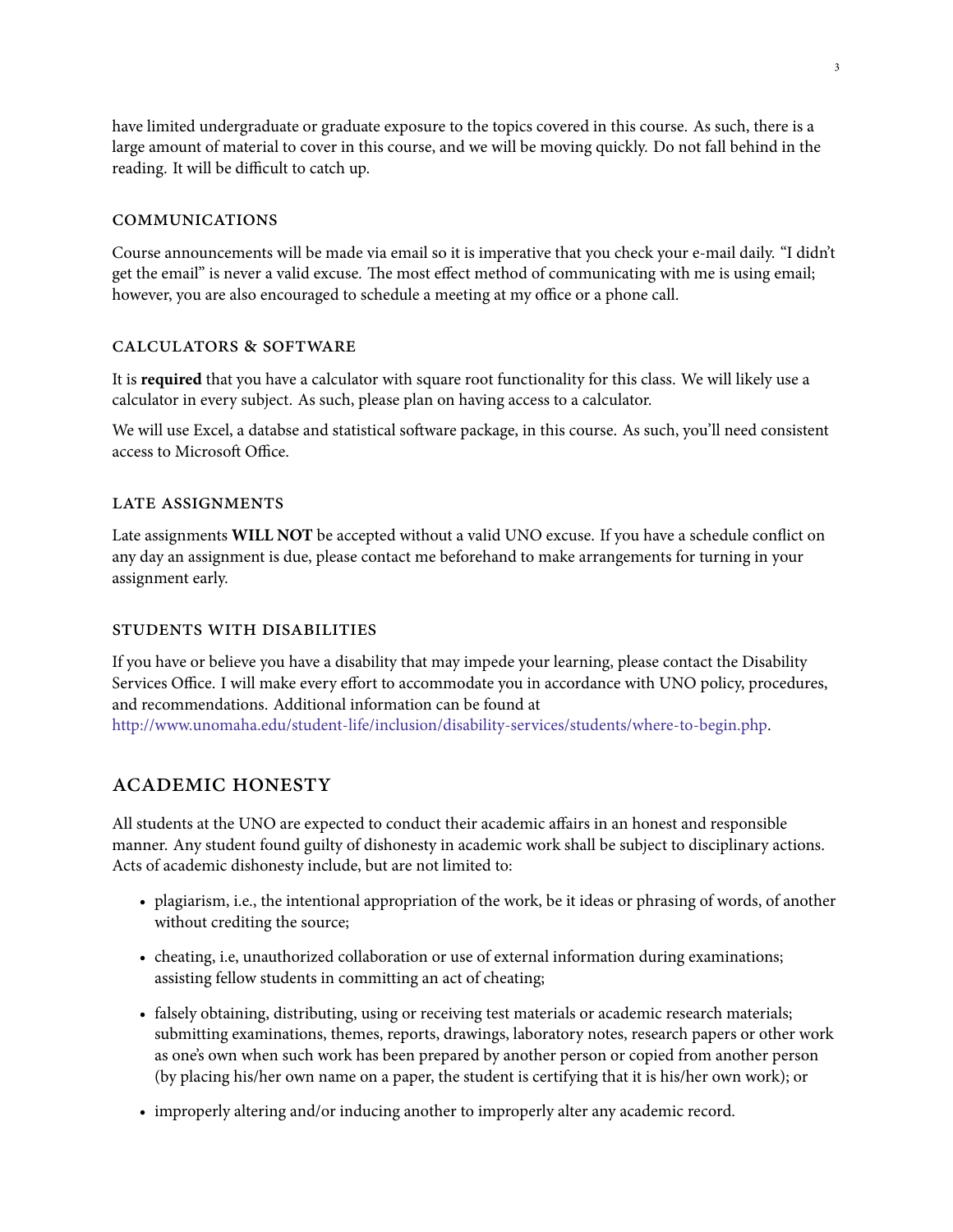have limited undergraduate or graduate exposure to the topics covered in this course. As such, there is a large amount of material to cover in this course, and we will be moving quickly. Do not fall behind in the reading. It will be difficult to catch up.

### COMMUNICATIONS

Course announcements will be made via email so it is imperative that you check your e-mail daily. "I didn't get the email" is never a valid excuse. The most effect method of communicating with me is using email; however, you are also encouraged to schedule a meeting at my office or a phone call.

### CALCULATORS & SOFTWARE

It is **required** that you have a calculator with square root functionality for this class. We will likely use a calculator in every subject. As such, please plan on having access to a calculator.

We will use Excel, a databse and statistical software package, in this course. As such, you'll need consistent access to Microsoft Office.

### LATE ASSIGNMENTS

Late assignments **WILL NOT** be accepted without a valid UNO excuse. If you have a schedule conflict on any day an assignment is due, please contact me beforehand to make arrangements for turning in your assignment early.

### STUDENTS WITH DISABILITIES

If you have or believe you have a disability that may impede your learning, please contact the Disability Services Office. I will make every effort to accommodate you in accordance with UNO policy, procedures, and recommendations. Additional information can be found at http://www.unomaha.edu/student-life/inclusion/disability-services/students/where-to-begin.php.

## ACADEMIC HONESTY

All students at the UNO are expected to conduct their academic affairs in an honest and responsible manner. Any student found guilty of dishonesty in academic work shall be subject to disciplinary actions. Acts of academic dishonesty include, but are not limited to:

- plagiarism, i.e., the intentional appropriation of the work, be it ideas or phrasing of words, of another without crediting the source;
- cheating, i.e, unauthorized collaboration or use of external information during examinations; assisting fellow students in committing an act of cheating;
- falsely obtaining, distributing, using or receiving test materials or academic research materials; submitting examinations, themes, reports, drawings, laboratory notes, research papers or other work as one's own when such work has been prepared by another person or copied from another person (by placing his/her own name on a paper, the student is certifying that it is his/her own work); or
- improperly altering and/or inducing another to improperly alter any academic record.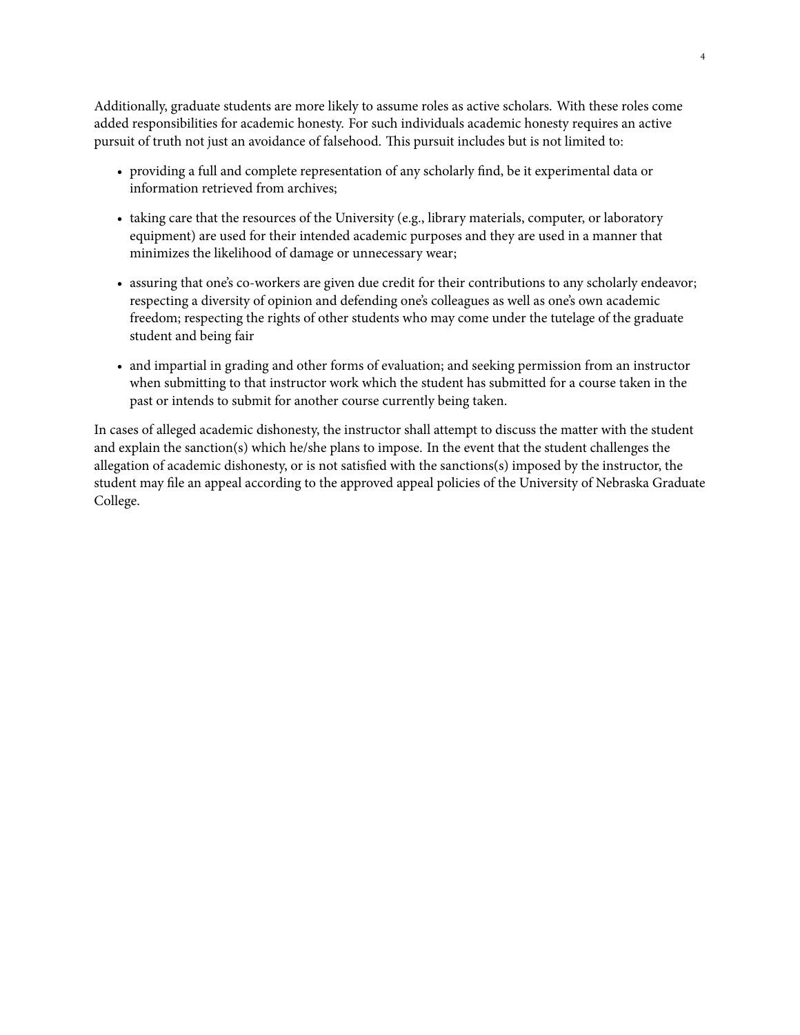Additionally, graduate students are more likely to assume roles as active scholars. With these roles come added responsibilities for academic honesty. For such individuals academic honesty requires an active pursuit of truth not just an avoidance of falsehood. This pursuit includes but is not limited to:

- providing a full and complete representation of any scholarly find, be it experimental data or information retrieved from archives;
- taking care that the resources of the University (e.g., library materials, computer, or laboratory equipment) are used for their intended academic purposes and they are used in a manner that minimizes the likelihood of damage or unnecessary wear;
- assuring that one's co-workers are given due credit for their contributions to any scholarly endeavor; respecting a diversity of opinion and defending one's colleagues as well as one's own academic freedom; respecting the rights of other students who may come under the tutelage of the graduate student and being fair
- and impartial in grading and other forms of evaluation; and seeking permission from an instructor when submitting to that instructor work which the student has submitted for a course taken in the past or intends to submit for another course currently being taken.

In cases of alleged academic dishonesty, the instructor shall attempt to discuss the matter with the student and explain the sanction(s) which he/she plans to impose. In the event that the student challenges the allegation of academic dishonesty, or is not satisfied with the sanctions(s) imposed by the instructor, the student may file an appeal according to the approved appeal policies of the University of Nebraska Graduate College.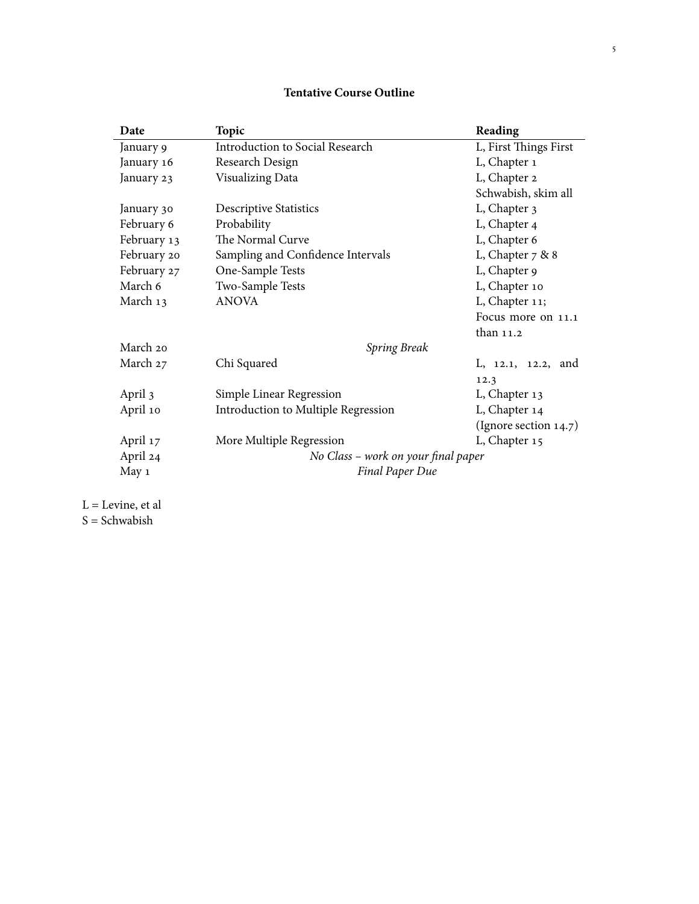**Tentative Course Outline**

| Date | Topic | Reading |
|---|---|---|
| January 9 | Introduction to Social Research | L, First Things First |
| January 16 | Research Design | L, Chapter 1 |
| January 23 | Visualizing Data | L, Chapter 2<br>Schwabish, skim all |
| January 30 | Descriptive Statistics | L, Chapter 3 |
| February 6 | Probability | L, Chapter 4 |
| February 13 | The Normal Curve | L, Chapter 6 |
| February 20 | Sampling and Confidence Intervals | L, Chapter 7 & 8 |
| February 27 | One-Sample Tests | L, Chapter 9 |
| March 6 | Two-Sample Tests | L, Chapter 10 |
| March 13 | ANOVA | L, Chapter 11; Focus more on 11.1 than 11.2 |
| March 20 | *Spring Break* | |
| March 27 | Chi Squared | L, 12.1, 12.2, and 12.3 |
| April 3 | Simple Linear Regression | L, Chapter 13 |
| April 10 | Introduction to Multiple Regression | L, Chapter 14 (Ignore section 14.7) |
| April 17 | More Multiple Regression | L, Chapter 15 |
| April 24 | *No Class – work on your final paper* | |
| May 1 | *Final Paper Due* | |

L = Levine, et al
S = Schwabish